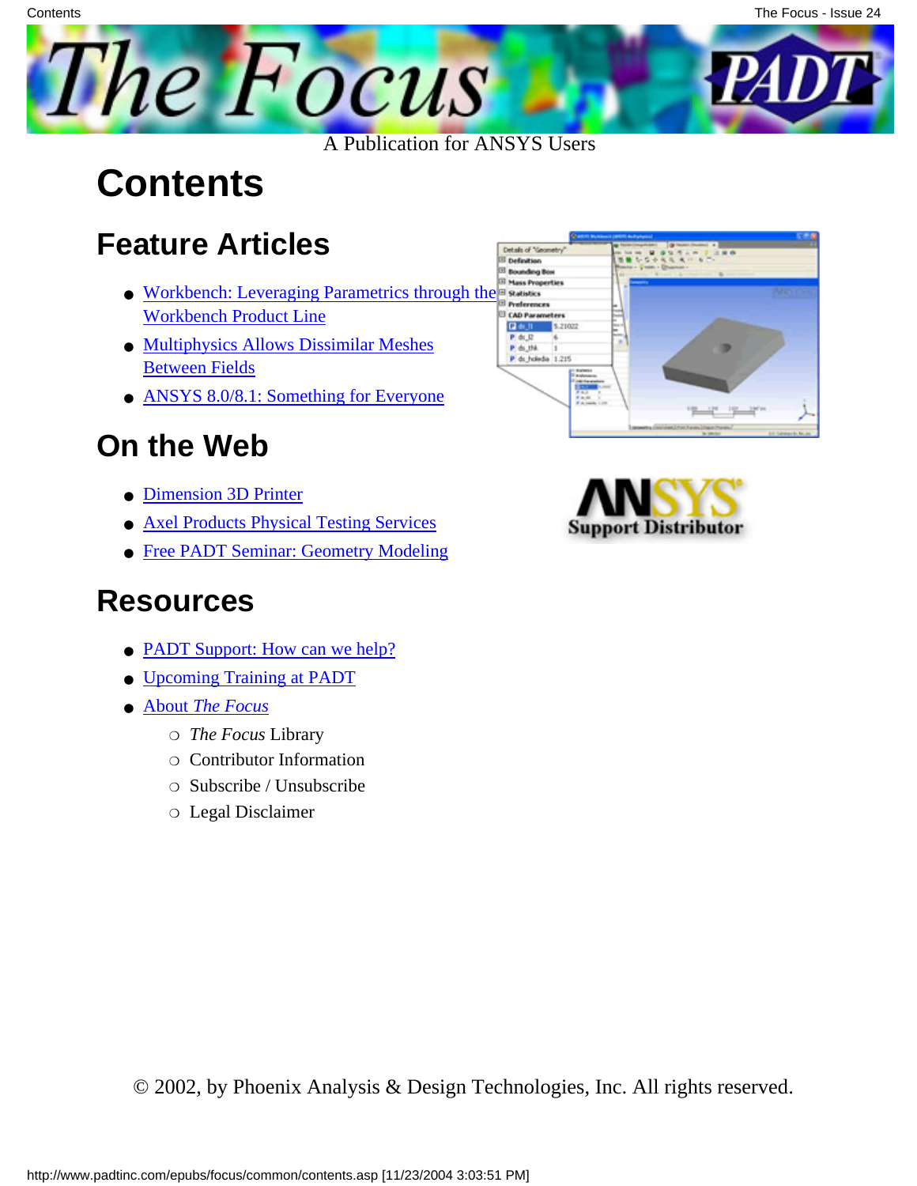# The Focus

A Publication for ANSYS Users

# Contents

## Feature Articles

- Workbench: Leveraging Parametrics through the Workbench Product Line
- Multiphysics Allows Dissimilar Meshes Between Fields
- ANSYS 8.0/8.1: Something for Everyone

## On the Web

- Dimension 3D Printer
- Axel Products Physical Testing Services
- Free PADT Seminar: Geometry Modeling

## Resources

- PADT Support: How can we help?
- Upcoming Training at PADT
- About *The Focus*
  - *The Focus* Library
  - Contributor Information
  - Subscribe / Unsubscribe
  - Legal Disclaimer

© 2002, by Phoenix Analysis & Design Technologies, Inc. All rights reserved.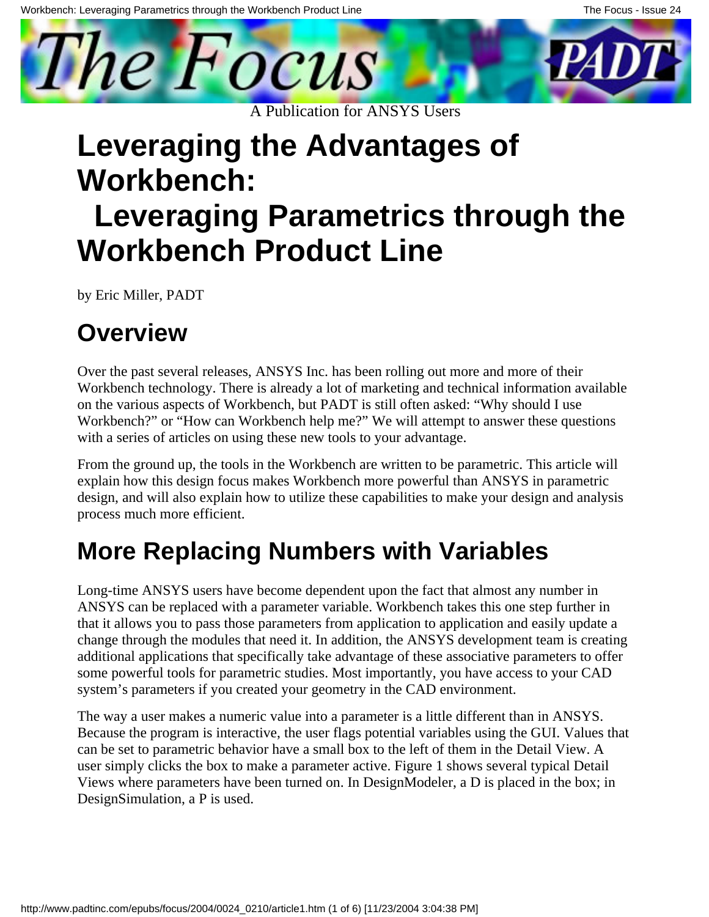# Leveraging the Advantages of Workbench: Leveraging Parametrics through the Workbench Product Line

by Eric Miller, PADT

## Overview

Over the past several releases, ANSYS Inc. has been rolling out more and more of their Workbench technology. There is already a lot of marketing and technical information available on the various aspects of Workbench, but PADT is still often asked: “Why should I use Workbench?” or “How can Workbench help me?” We will attempt to answer these questions with a series of articles on using these new tools to your advantage.

From the ground up, the tools in the Workbench are written to be parametric. This article will explain how this design focus makes Workbench more powerful than ANSYS in parametric design, and will also explain how to utilize these capabilities to make your design and analysis process much more efficient.

## More Replacing Numbers with Variables

Long-time ANSYS users have become dependent upon the fact that almost any number in ANSYS can be replaced with a parameter variable. Workbench takes this one step further in that it allows you to pass those parameters from application to application and easily update a change through the modules that need it. In addition, the ANSYS development team is creating additional applications that specifically take advantage of these associative parameters to offer some powerful tools for parametric studies. Most importantly, you have access to your CAD system’s parameters if you created your geometry in the CAD environment.

The way a user makes a numeric value into a parameter is a little different than in ANSYS. Because the program is interactive, the user flags potential variables using the GUI. Values that can be set to parametric behavior have a small box to the left of them in the Detail View. A user simply clicks the box to make a parameter active. Figure 1 shows several typical Detail Views where parameters have been turned on. In DesignModeler, a D is placed in the box; in DesignSimulation, a P is used.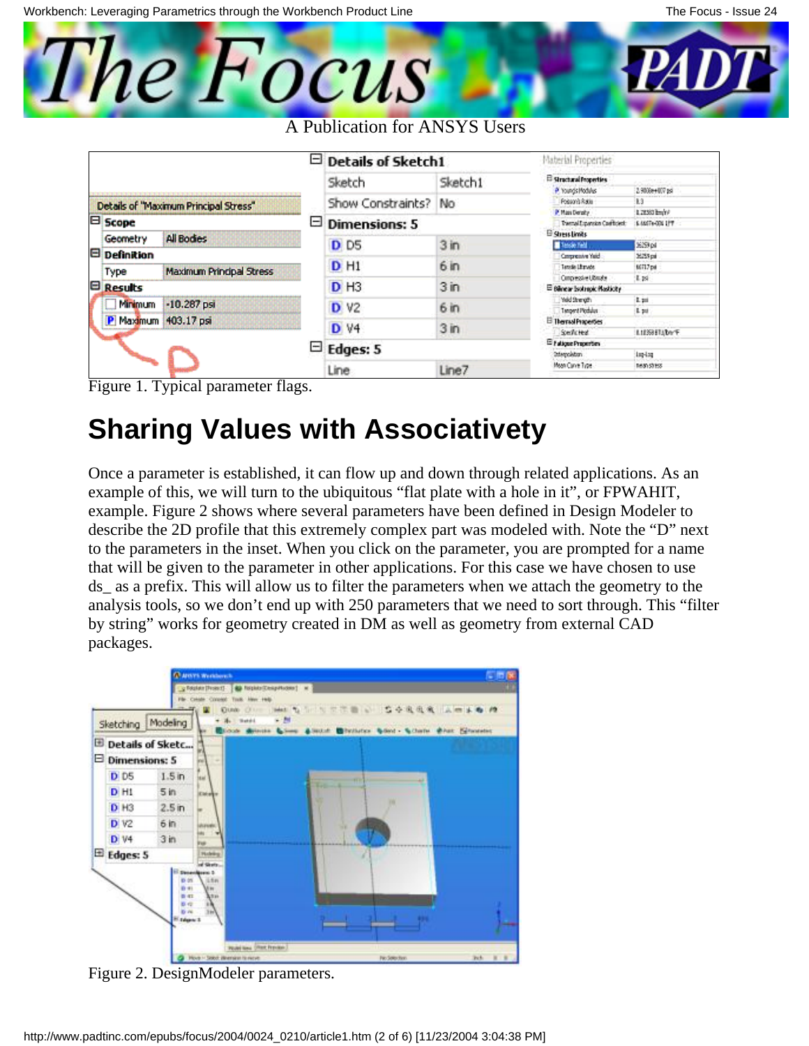Figure 1. Typical parameter flags.

## Sharing Values with Associativety

Once a parameter is established, it can flow up and down through related applications. As an example of this, we will turn to the ubiquitous "flat plate with a hole in it", or FPWAHIT, example. Figure 2 shows where several parameters have been defined in Design Modeler to describe the 2D profile that this extremely complex part was modeled with. Note the "D" next to the parameters in the inset. When you click on the parameter, you are prompted for a name that will be given to the parameter in other applications. For this case we have chosen to use ds_ as a prefix. This will allow us to filter the parameters when we attach the geometry to the analysis tools, so we don't end up with 250 parameters that we need to sort through. This "filter by string" works for geometry created in DM as well as geometry from external CAD packages.

Figure 2. DesignModeler parameters.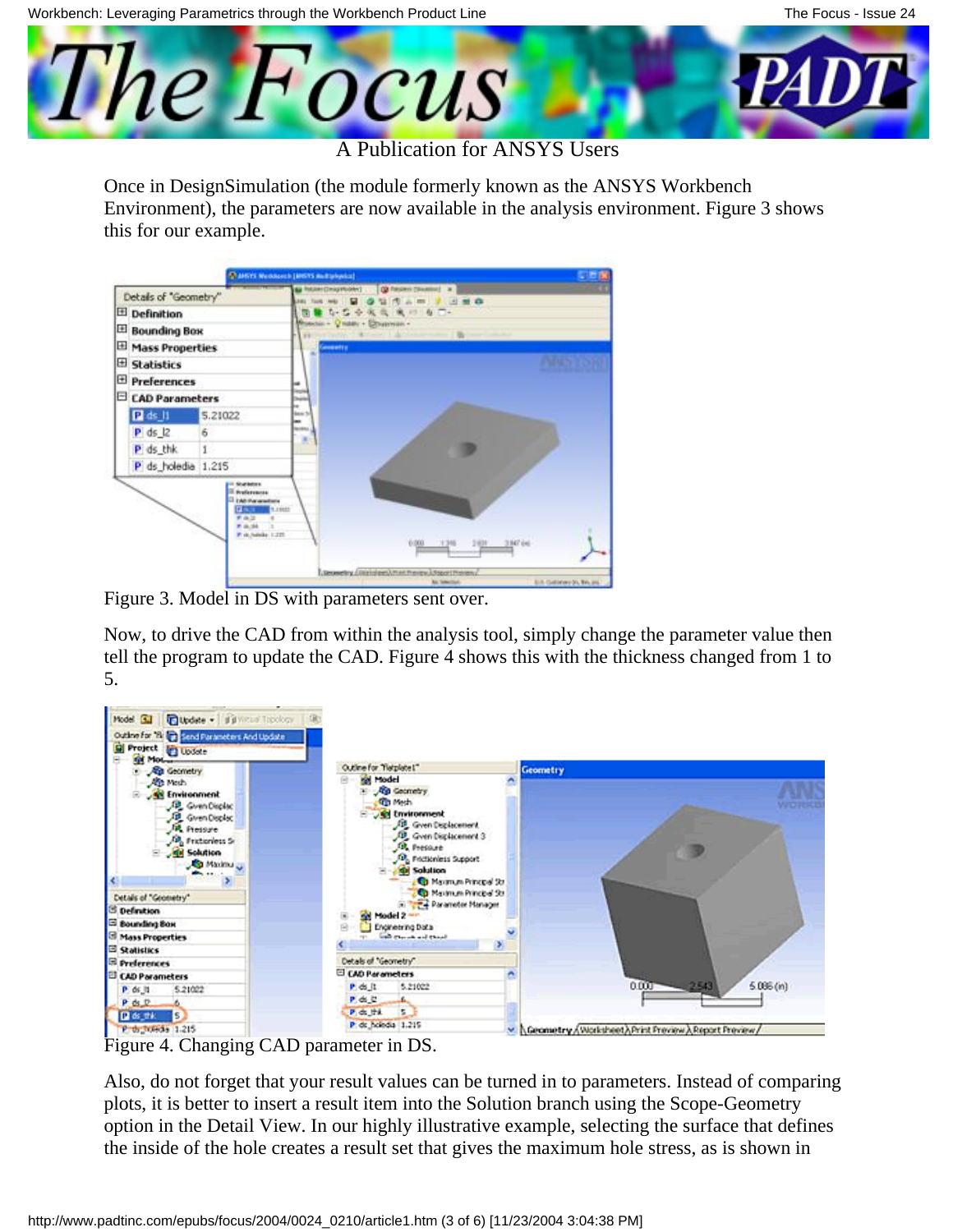Once in DesignSimulation (the module formerly known as the ANSYS Workbench Environment), the parameters are now available in the analysis environment. Figure 3 shows this for our example.

Figure 3. Model in DS with parameters sent over.

Now, to drive the CAD from within the analysis tool, simply change the parameter value then tell the program to update the CAD. Figure 4 shows this with the thickness changed from 1 to 5.

Figure 4. Changing CAD parameter in DS.

Also, do not forget that your result values can be turned in to parameters. Instead of comparing plots, it is better to insert a result item into the Solution branch using the Scope-Geometry option in the Detail View. In our highly illustrative example, selecting the surface that defines the inside of the hole creates a result set that gives the maximum hole stress, as is shown in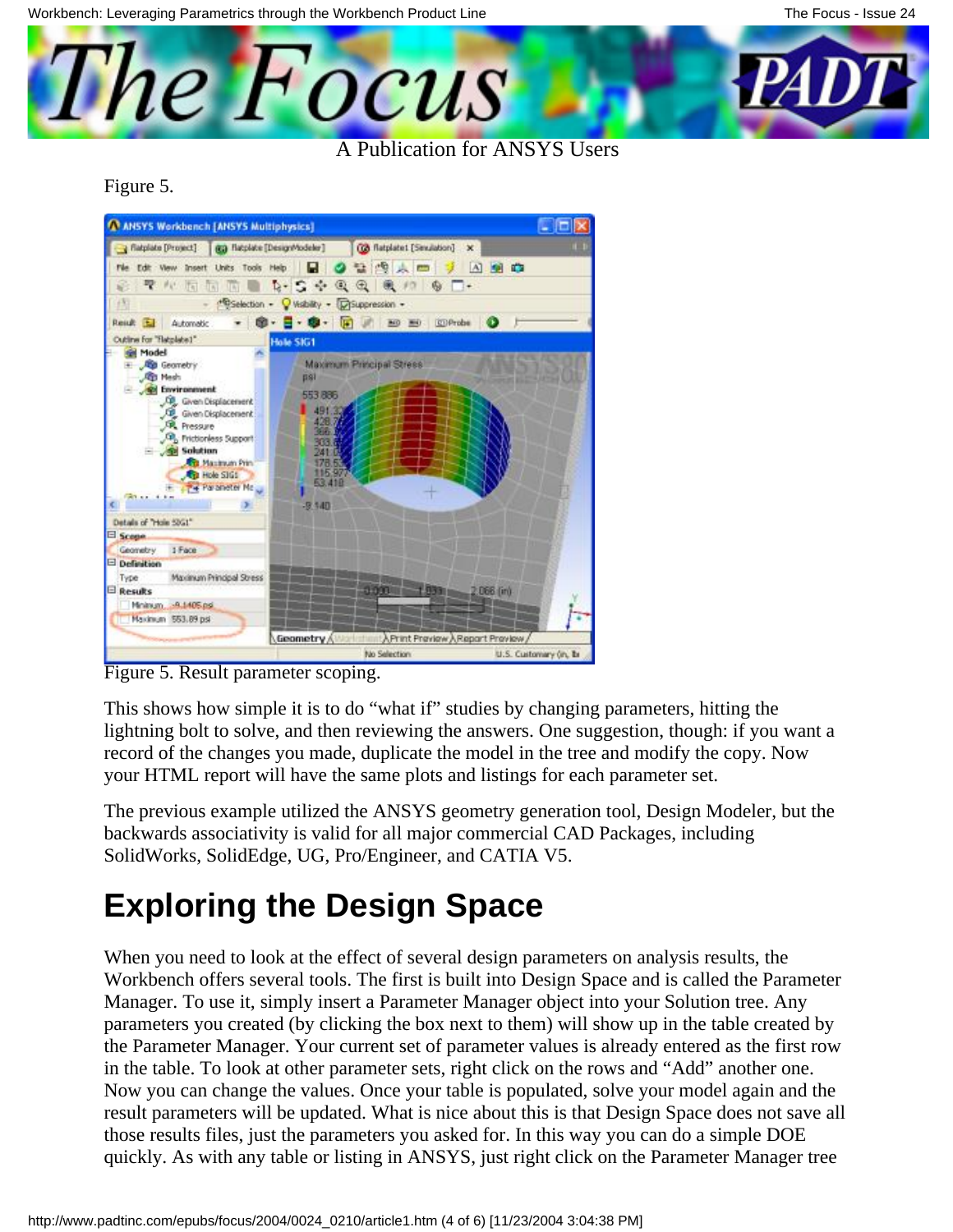Figure 5.

Figure 5. Result parameter scoping.

This shows how simple it is to do “what if” studies by changing parameters, hitting the lightning bolt to solve, and then reviewing the answers. One suggestion, though: if you want a record of the changes you made, duplicate the model in the tree and modify the copy. Now your HTML report will have the same plots and listings for each parameter set.

The previous example utilized the ANSYS geometry generation tool, Design Modeler, but the backwards associativity is valid for all major commercial CAD Packages, including SolidWorks, SolidEdge, UG, Pro/Engineer, and CATIA V5.

# Exploring the Design Space

When you need to look at the effect of several design parameters on analysis results, the Workbench offers several tools. The first is built into Design Space and is called the Parameter Manager. To use it, simply insert a Parameter Manager object into your Solution tree. Any parameters you created (by clicking the box next to them) will show up in the table created by the Parameter Manager. Your current set of parameter values is already entered as the first row in the table. To look at other parameter sets, right click on the rows and “Add” another one. Now you can change the values. Once your table is populated, solve your model again and the result parameters will be updated. What is nice about this is that Design Space does not save all those results files, just the parameters you asked for. In this way you can do a simple DOE quickly. As with any table or listing in ANSYS, just right click on the Parameter Manager tree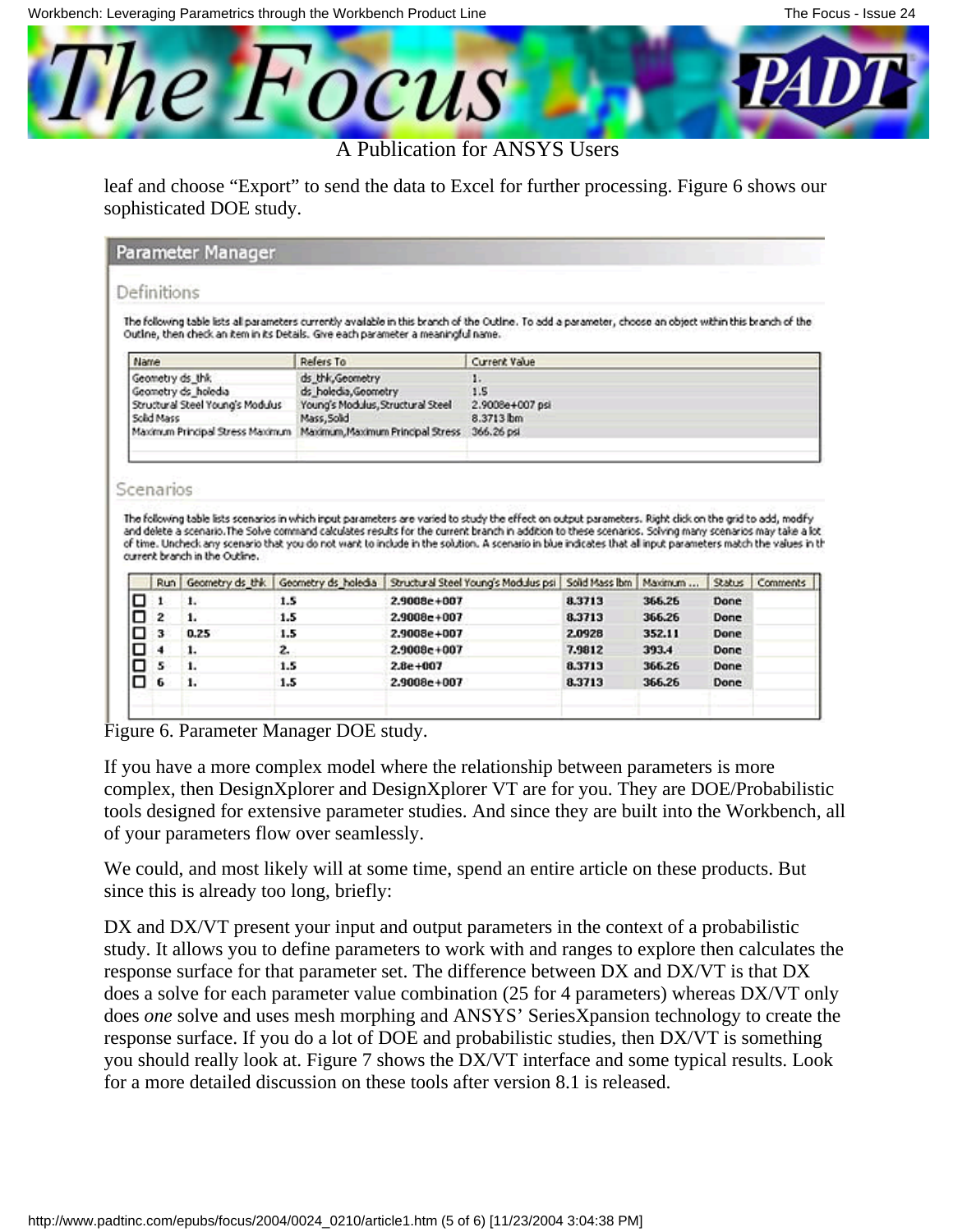leaf and choose “Export” to send the data to Excel for further processing. Figure 6 shows our sophisticated DOE study.

**Parameter Manager**

**Definitions**

The following table lists all parameters currently available in this branch of the Outline. To add a parameter, choose an object within this branch of the Outline, then check an item in its Details. Give each parameter a meaningful name.

| Name | Refers To | Current Value |
|---|---|---|
| Geometry ds_thk | ds_thk,Geometry | 1. |
| Geometry ds_holedia | ds_holedia,Geometry | 1.5 |
| Structural Steel Young's Modulus | Young's Modulus,Structural Steel | 2.9008e+007 psi |
| Solid Mass | Mass,Solid | 8.3713 lbm |
| Maximum Principal Stress Maximum | Maximum,Maximum Principal Stress | 366.26 psi |

**Scenarios**

The following table lists scenarios in which input parameters are varied to study the effect on output parameters. Right click on the grid to add, modify and delete a scenario. The Solve command calculates results for the current branch in addition to these scenarios. Solving many scenarios may take a lot of time. Uncheck any scenario that you do not want to include in the solution. A scenario in blue indicates that all input parameters match the values in th current branch in the Outline.

| | Run | Geometry ds_thk | Geometry ds_holedia | Structural Steel Young's Modulus psi | Solid Mass lbm | Maximum ... | Status | Comments |
|---|---|---|---|---|---|---|---|---|
| ☐ | 1 | 1. | 1.5 | 2.9008e+007 | 8.3713 | 366.26 | Done | |
| ☐ | 2 | 1. | 1.5 | 2.9008e+007 | 8.3713 | 366.26 | Done | |
| ☐ | 3 | 0.25 | 1.5 | 2.9008e+007 | 2.0928 | 352.11 | Done | |
| ☐ | 4 | 1. | 2. | 2.9008e+007 | 7.9812 | 393.4 | Done | |
| ☐ | 5 | 1. | 1.5 | 2.8e+007 | 8.3713 | 366.26 | Done | |
| ☐ | 6 | 1. | 1.5 | 2.9008e+007 | 8.3713 | 366.26 | Done | |

Figure 6. Parameter Manager DOE study.

If you have a more complex model where the relationship between parameters is more complex, then DesignXplorer and DesignXplorer VT are for you. They are DOE/Probabilistic tools designed for extensive parameter studies. And since they are built into the Workbench, all of your parameters flow over seamlessly.

We could, and most likely will at some time, spend an entire article on these products. But since this is already too long, briefly:

DX and DX/VT present your input and output parameters in the context of a probabilistic study. It allows you to define parameters to work with and ranges to explore then calculates the response surface for that parameter set. The difference between DX and DX/VT is that DX does a solve for each parameter value combination (25 for 4 parameters) whereas DX/VT only does *one* solve and uses mesh morphing and ANSYS' SeriesXpansion technology to create the response surface. If you do a lot of DOE and probabilistic studies, then DX/VT is something you should really look at. Figure 7 shows the DX/VT interface and some typical results. Look for a more detailed discussion on these tools after version 8.1 is released.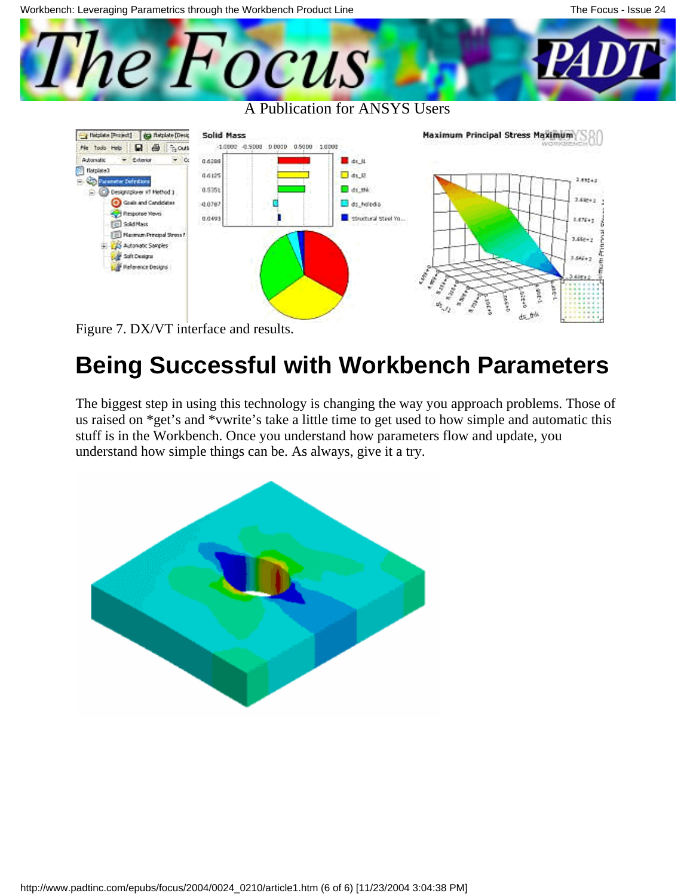Figure 7. DX/VT interface and results.

## Being Successful with Workbench Parameters

The biggest step in using this technology is changing the way you approach problems. Those of us raised on *get's and *vwrite's take a little time to get used to how simple and automatic this stuff is in the Workbench. Once you understand how parameters flow and update, you understand how simple things can be. As always, give it a try.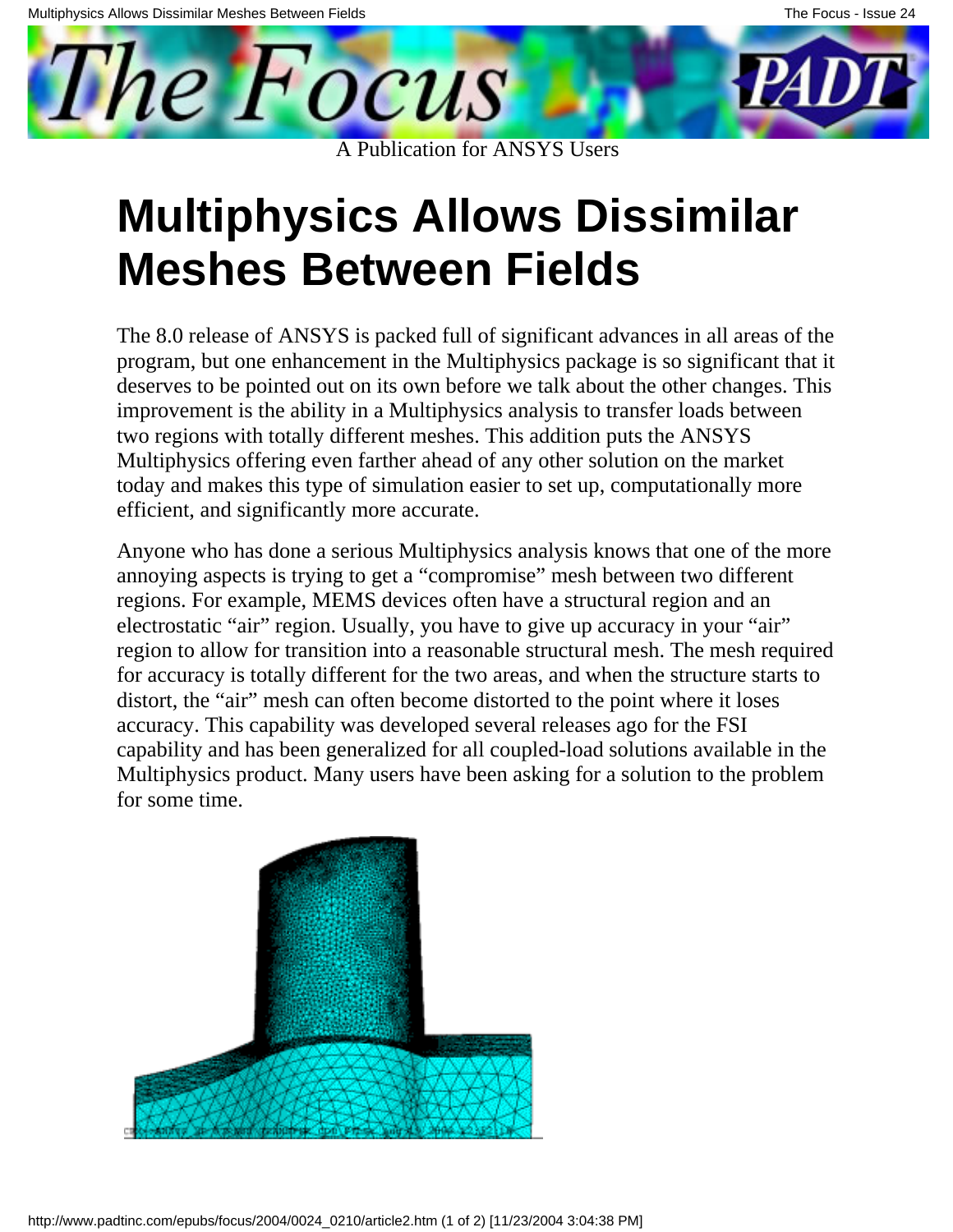# Multiphysics Allows Dissimilar Meshes Between Fields

The 8.0 release of ANSYS is packed full of significant advances in all areas of the program, but one enhancement in the Multiphysics package is so significant that it deserves to be pointed out on its own before we talk about the other changes. This improvement is the ability in a Multiphysics analysis to transfer loads between two regions with totally different meshes. This addition puts the ANSYS Multiphysics offering even farther ahead of any other solution on the market today and makes this type of simulation easier to set up, computationally more efficient, and significantly more accurate.

Anyone who has done a serious Multiphysics analysis knows that one of the more annoying aspects is trying to get a "compromise" mesh between two different regions. For example, MEMS devices often have a structural region and an electrostatic "air" region. Usually, you have to give up accuracy in your "air" region to allow for transition into a reasonable structural mesh. The mesh required for accuracy is totally different for the two areas, and when the structure starts to distort, the "air" mesh can often become distorted to the point where it loses accuracy. This capability was developed several releases ago for the FSI capability and has been generalized for all coupled-load solutions available in the Multiphysics product. Many users have been asking for a solution to the problem for some time.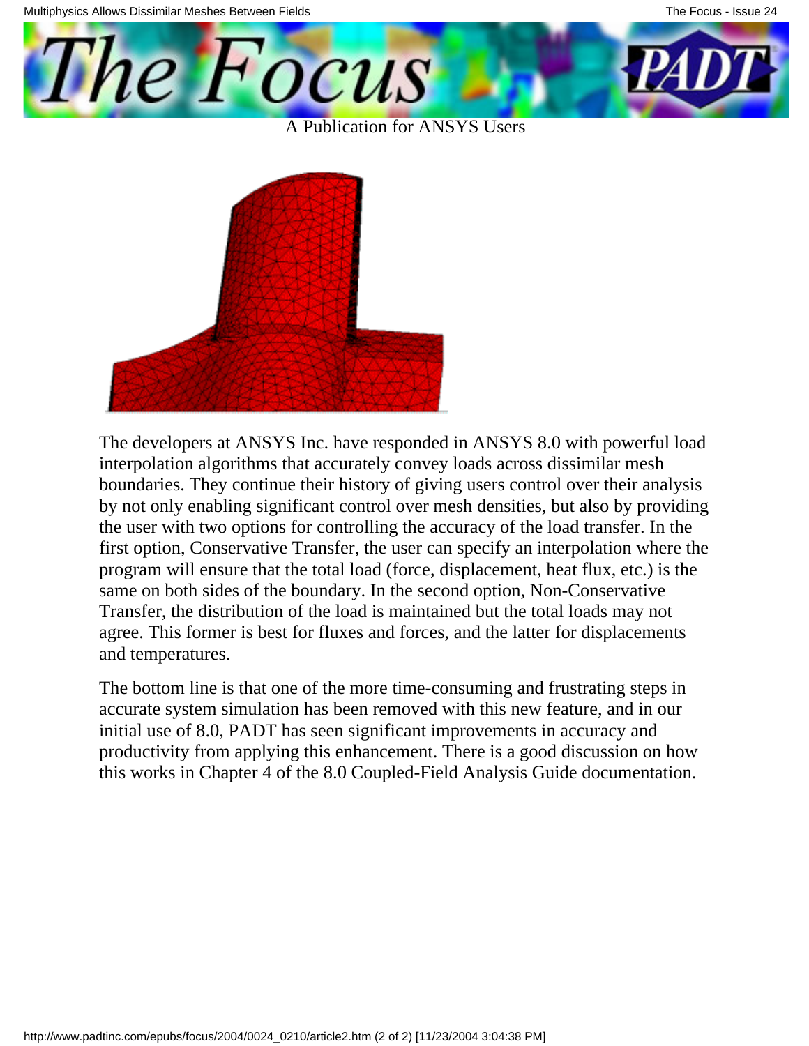The developers at ANSYS Inc. have responded in ANSYS 8.0 with powerful load interpolation algorithms that accurately convey loads across dissimilar mesh boundaries. They continue their history of giving users control over their analysis by not only enabling significant control over mesh densities, but also by providing the user with two options for controlling the accuracy of the load transfer. In the first option, Conservative Transfer, the user can specify an interpolation where the program will ensure that the total load (force, displacement, heat flux, etc.) is the same on both sides of the boundary. In the second option, Non-Conservative Transfer, the distribution of the load is maintained but the total loads may not agree. This former is best for fluxes and forces, and the latter for displacements and temperatures.

The bottom line is that one of the more time-consuming and frustrating steps in accurate system simulation has been removed with this new feature, and in our initial use of 8.0, PADT has seen significant improvements in accuracy and productivity from applying this enhancement. There is a good discussion on how this works in Chapter 4 of the 8.0 Coupled-Field Analysis Guide documentation.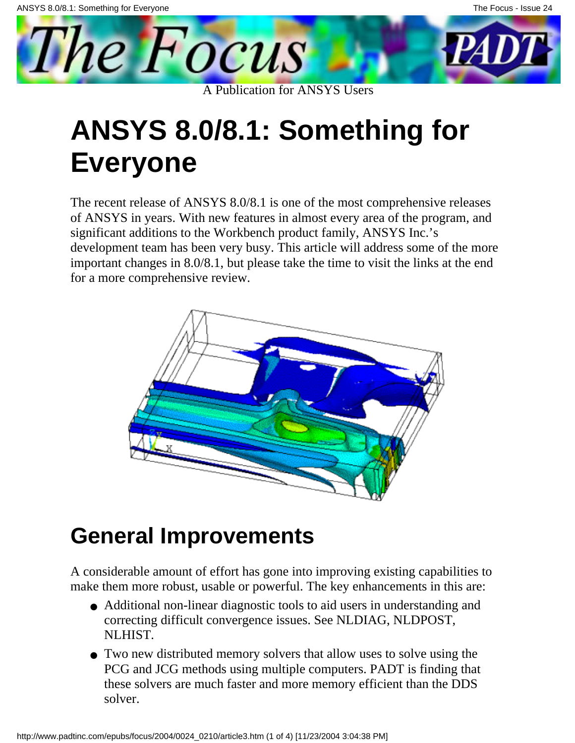# ANSYS 8.0/8.1: Something for Everyone

The recent release of ANSYS 8.0/8.1 is one of the most comprehensive releases of ANSYS in years. With new features in almost every area of the program, and significant additions to the Workbench product family, ANSYS Inc.'s development team has been very busy. This article will address some of the more important changes in 8.0/8.1, but please take the time to visit the links at the end for a more comprehensive review.

## General Improvements

A considerable amount of effort has gone into improving existing capabilities to make them more robust, usable or powerful. The key enhancements in this are:

- Additional non-linear diagnostic tools to aid users in understanding and correcting difficult convergence issues. See NLDIAG, NLDPOST, NLHIST.
- Two new distributed memory solvers that allow uses to solve using the PCG and JCG methods using multiple computers. PADT is finding that these solvers are much faster and more memory efficient than the DDS solver.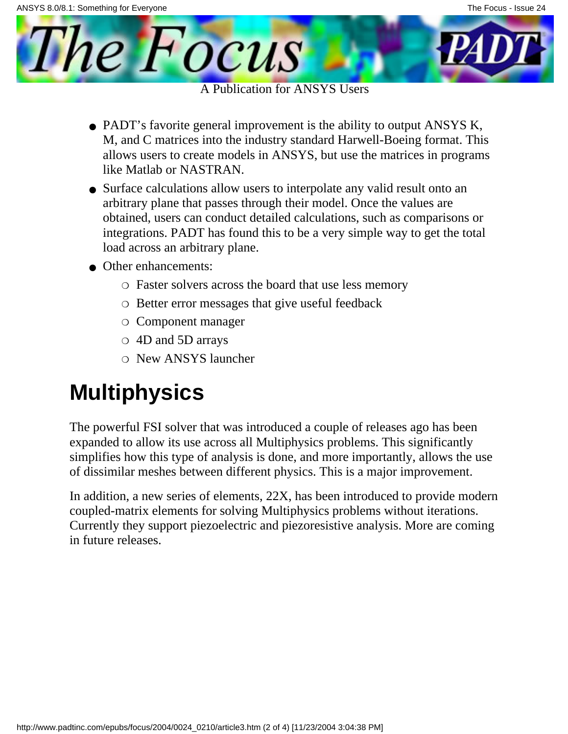- PADT's favorite general improvement is the ability to output ANSYS K, M, and C matrices into the industry standard Harwell-Boeing format. This allows users to create models in ANSYS, but use the matrices in programs like Matlab or NASTRAN.
- Surface calculations allow users to interpolate any valid result onto an arbitrary plane that passes through their model. Once the values are obtained, users can conduct detailed calculations, such as comparisons or integrations. PADT has found this to be a very simple way to get the total load across an arbitrary plane.
- Other enhancements:
  - Faster solvers across the board that use less memory
  - Better error messages that give useful feedback
  - Component manager
  - 4D and 5D arrays
  - New ANSYS launcher

# Multiphysics

The powerful FSI solver that was introduced a couple of releases ago has been expanded to allow its use across all Multiphysics problems. This significantly simplifies how this type of analysis is done, and more importantly, allows the use of dissimilar meshes between different physics. This is a major improvement.

In addition, a new series of elements, 22X, has been introduced to provide modern coupled-matrix elements for solving Multiphysics problems without iterations. Currently they support piezoelectric and piezoresistive analysis. More are coming in future releases.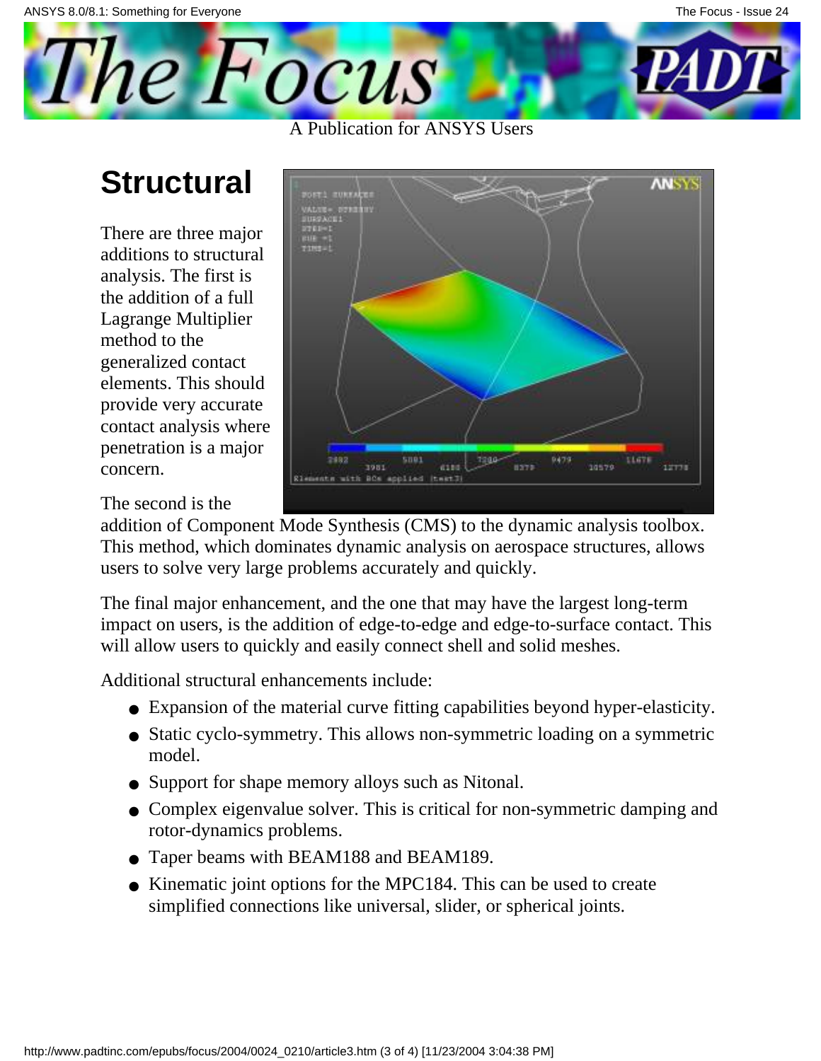## Structural

There are three major additions to structural analysis. The first is the addition of a full Lagrange Multiplier method to the generalized contact elements. This should provide very accurate contact analysis where penetration is a major concern.

The second is the addition of Component Mode Synthesis (CMS) to the dynamic analysis toolbox. This method, which dominates dynamic analysis on aerospace structures, allows users to solve very large problems accurately and quickly.

The final major enhancement, and the one that may have the largest long-term impact on users, is the addition of edge-to-edge and edge-to-surface contact. This will allow users to quickly and easily connect shell and solid meshes.

Additional structural enhancements include:

- Expansion of the material curve fitting capabilities beyond hyper-elasticity.
- Static cyclo-symmetry. This allows non-symmetric loading on a symmetric model.
- Support for shape memory alloys such as Nitonal.
- Complex eigenvalue solver. This is critical for non-symmetric damping and rotor-dynamics problems.
- Taper beams with BEAM188 and BEAM189.
- Kinematic joint options for the MPC184. This can be used to create simplified connections like universal, slider, or spherical joints.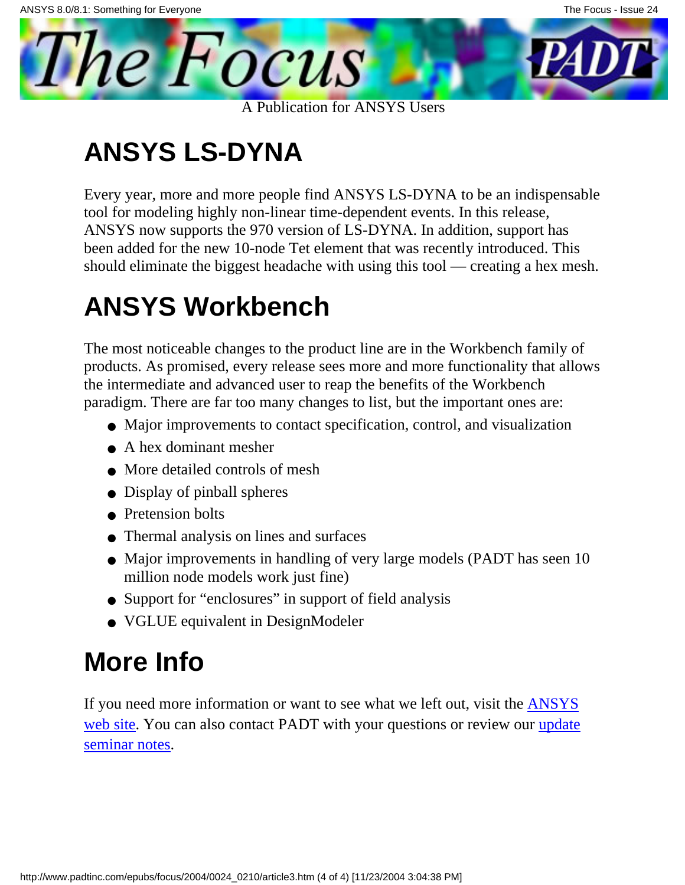## ANSYS LS-DYNA

Every year, more and more people find ANSYS LS-DYNA to be an indispensable tool for modeling highly non-linear time-dependent events. In this release, ANSYS now supports the 970 version of LS-DYNA. In addition, support has been added for the new 10-node Tet element that was recently introduced. This should eliminate the biggest headache with using this tool — creating a hex mesh.

## ANSYS Workbench

The most noticeable changes to the product line are in the Workbench family of products. As promised, every release sees more and more functionality that allows the intermediate and advanced user to reap the benefits of the Workbench paradigm. There are far too many changes to list, but the important ones are:

- Major improvements to contact specification, control, and visualization
- A hex dominant mesher
- More detailed controls of mesh
- Display of pinball spheres
- Pretension bolts
- Thermal analysis on lines and surfaces
- Major improvements in handling of very large models (PADT has seen 10 million node models work just fine)
- Support for "enclosures" in support of field analysis
- VGLUE equivalent in DesignModeler

## More Info

If you need more information or want to see what we left out, visit the [ANSYS web site](). You can also contact PADT with your questions or review our [update seminar notes]().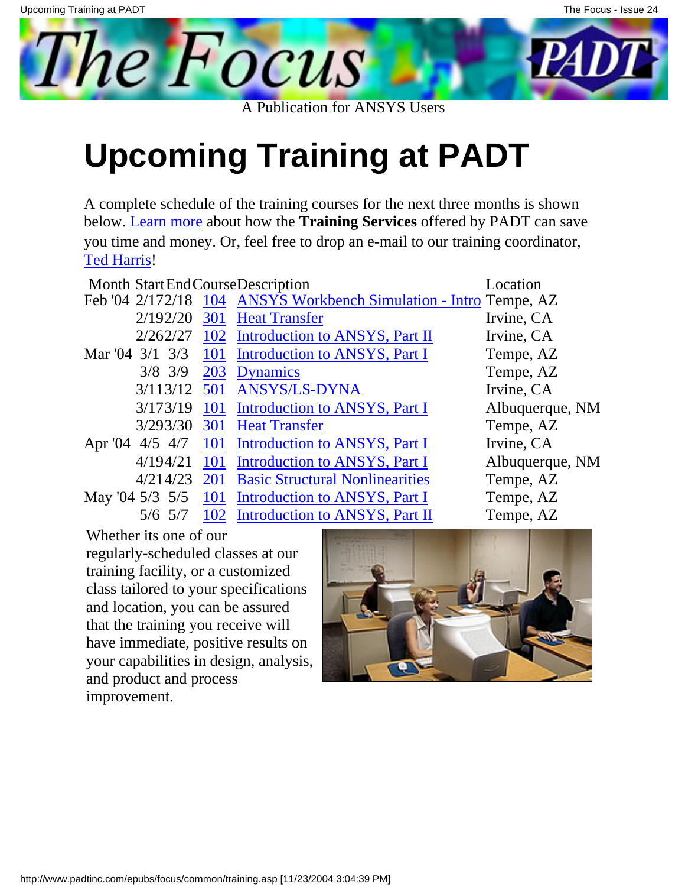The Focus

A Publication for ANSYS Users

# Upcoming Training at PADT

A complete schedule of the training courses for the next three months is shown below. Learn more about how the **Training Services** offered by PADT can save you time and money. Or, feel free to drop an e-mail to our training coordinator, Ted Harris!

| Month | Start | End | Course | Description | Location |
|---|---|---|---|---|---|
| Feb '04 | 2/17 | 2/18 | 104 | ANSYS Workbench Simulation - Intro | Tempe, AZ |
| | 2/19 | 2/20 | 301 | Heat Transfer | Irvine, CA |
| | 2/26 | 2/27 | 102 | Introduction to ANSYS, Part II | Irvine, CA |
| Mar '04 | 3/1 | 3/3 | 101 | Introduction to ANSYS, Part I | Tempe, AZ |
| | 3/8 | 3/9 | 203 | Dynamics | Tempe, AZ |
| | 3/11 | 3/12 | 501 | ANSYS/LS-DYNA | Irvine, CA |
| | 3/17 | 3/19 | 101 | Introduction to ANSYS, Part I | Albuquerque, NM |
| | 3/29 | 3/30 | 301 | Heat Transfer | Tempe, AZ |
| Apr '04 | 4/5 | 4/7 | 101 | Introduction to ANSYS, Part I | Irvine, CA |
| | 4/19 | 4/21 | 101 | Introduction to ANSYS, Part I | Albuquerque, NM |
| | 4/21 | 4/23 | 201 | Basic Structural Nonlinearities | Tempe, AZ |
| May '04 | 5/3 | 5/5 | 101 | Introduction to ANSYS, Part I | Tempe, AZ |
| | 5/6 | 5/7 | 102 | Introduction to ANSYS, Part II | Tempe, AZ |

Whether its one of our regularly-scheduled classes at our training facility, or a customized class tailored to your specifications and location, you can be assured that the training you receive will have immediate, positive results on your capabilities in design, analysis, and product and process improvement.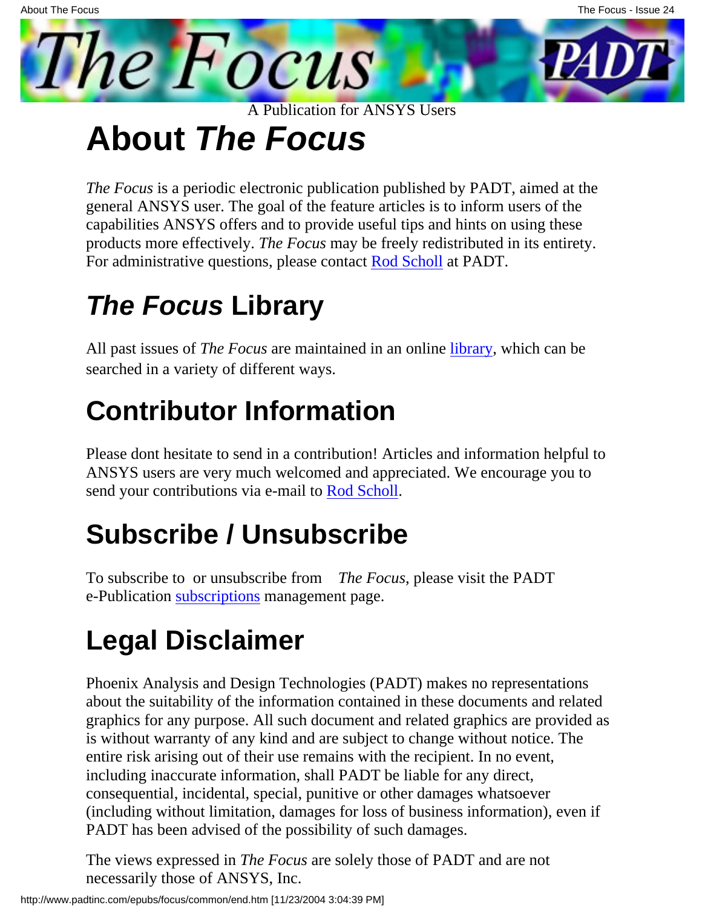A Publication for ANSYS Users

# About *The Focus*

*The Focus* is a periodic electronic publication published by PADT, aimed at the general ANSYS user. The goal of the feature articles is to inform users of the capabilities ANSYS offers and to provide useful tips and hints on using these products more effectively. *The Focus* may be freely redistributed in its entirety. For administrative questions, please contact Rod Scholl at PADT.

## *The Focus* Library

All past issues of *The Focus* are maintained in an online library, which can be searched in a variety of different ways.

## Contributor Information

Please dont hesitate to send in a contribution! Articles and information helpful to ANSYS users are very much welcomed and appreciated. We encourage you to send your contributions via e-mail to Rod Scholl.

## Subscribe / Unsubscribe

To subscribe to or unsubscribe from *The Focus*, please visit the PADT e-Publication subscriptions management page.

## Legal Disclaimer

Phoenix Analysis and Design Technologies (PADT) makes no representations about the suitability of the information contained in these documents and related graphics for any purpose. All such document and related graphics are provided as is without warranty of any kind and are subject to change without notice. The entire risk arising out of their use remains with the recipient. In no event, including inaccurate information, shall PADT be liable for any direct, consequential, incidental, special, punitive or other damages whatsoever (including without limitation, damages for loss of business information), even if PADT has been advised of the possibility of such damages.

The views expressed in *The Focus* are solely those of PADT and are not necessarily those of ANSYS, Inc.